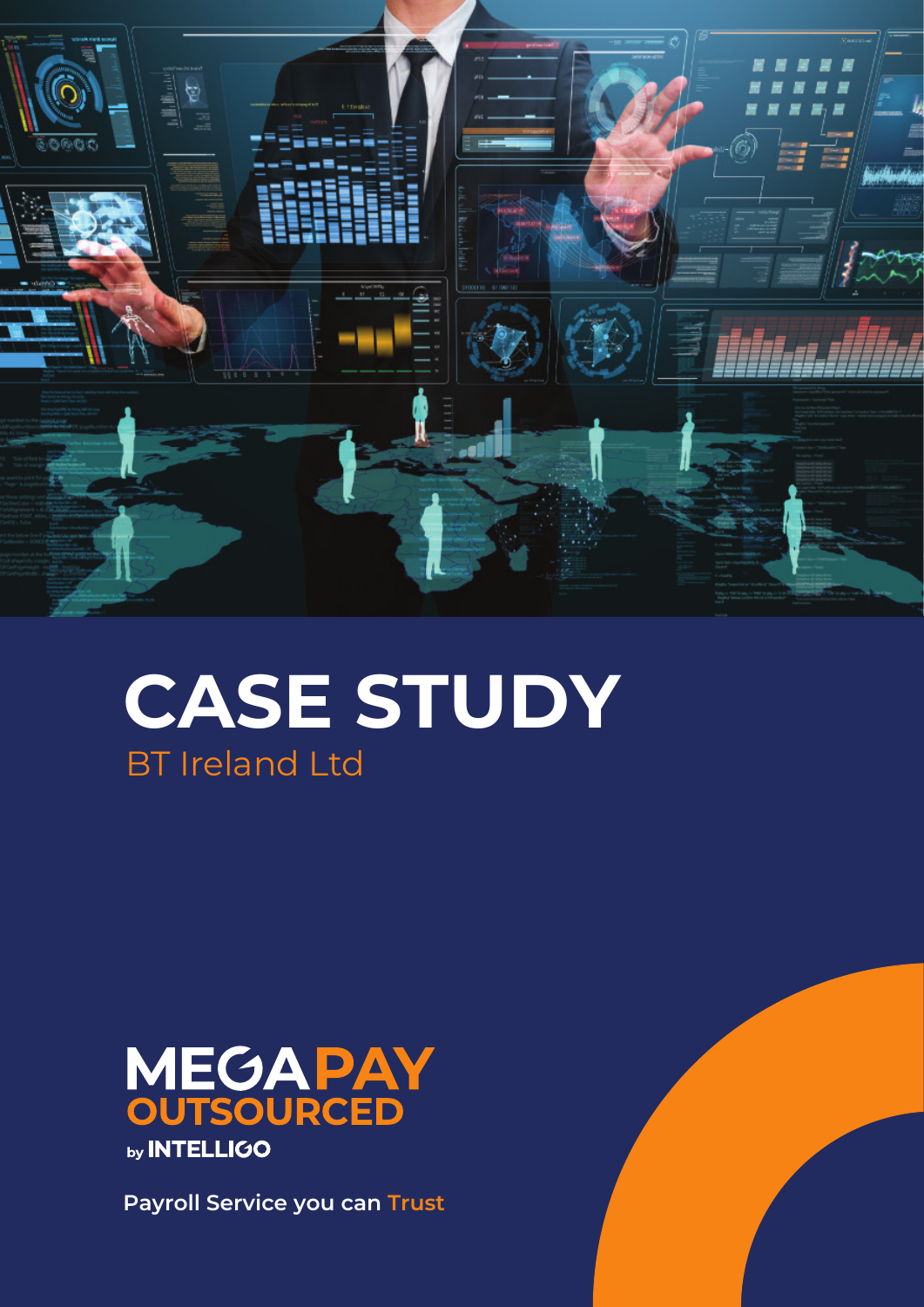# CASE STUDY

## BT Ireland Ltd

**MEGAPAY OUTSOURCED**

by **INTELLIGO**

**Payroll Service you can Trust**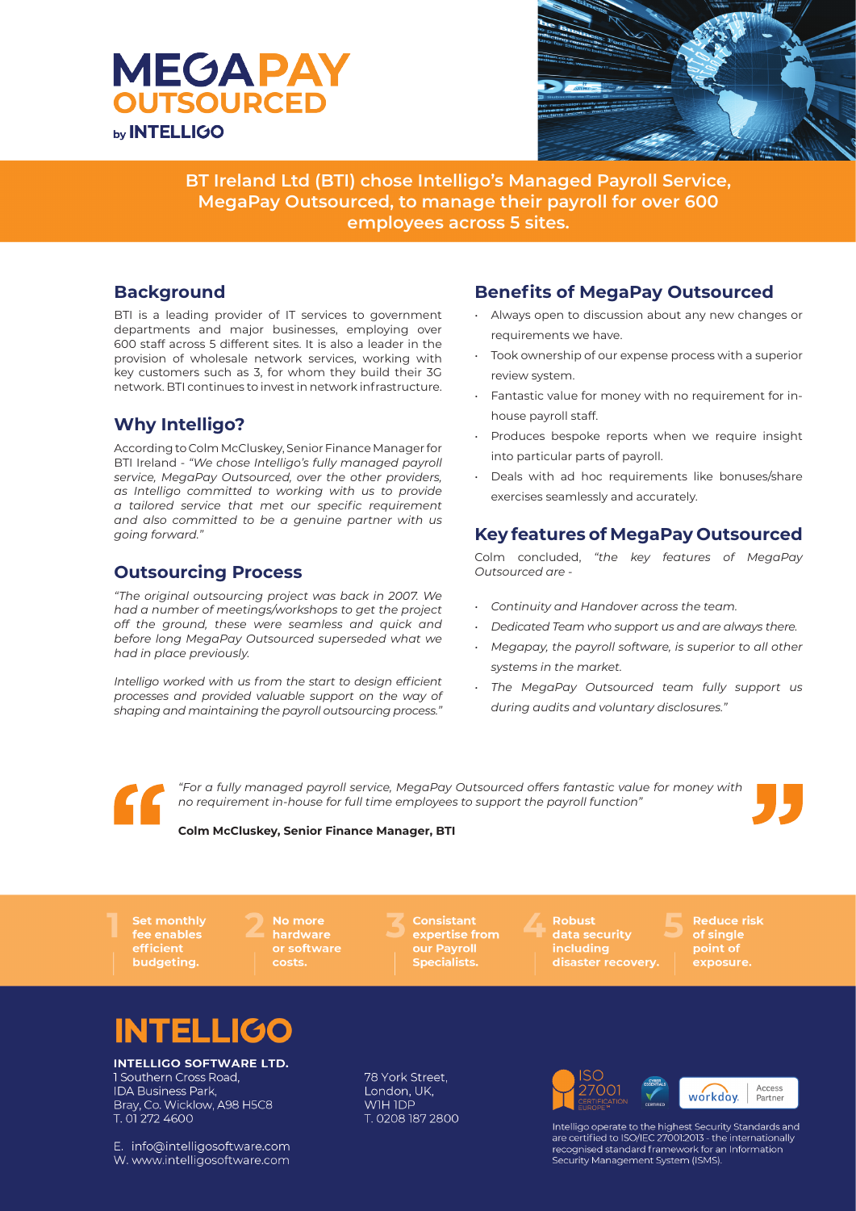# MEGAPAY OUTSOURCED

by INTELLIGO

**BT Ireland Ltd (BTI) chose Intelligo's Managed Payroll Service, MegaPay Outsourced, to manage their payroll for over 600 employees across 5 sites.**

## Background

BTI is a leading provider of IT services to government departments and major businesses, employing over 600 staff across 5 different sites. It is also a leader in the provision of wholesale network services, working with key customers such as 3, for whom they build their 3G network. BTI continues to invest in network infrastructure.

## Why Intelligo?

According to Colm McCluskey, Senior Finance Manager for BTI Ireland - *"We chose Intelligo's fully managed payroll service, MegaPay Outsourced, over the other providers, as Intelligo committed to working with us to provide a tailored service that met our specific requirement and also committed to be a genuine partner with us going forward."*

## Outsourcing Process

*"The original outsourcing project was back in 2007. We had a number of meetings/workshops to get the project off the ground, these were seamless and quick and before long MegaPay Outsourced superseded what we had in place previously.*

*Intelligo worked with us from the start to design efficient processes and provided valuable support on the way of shaping and maintaining the payroll outsourcing process."*

## Benefits of MegaPay Outsourced

- Always open to discussion about any new changes or requirements we have.
- Took ownership of our expense process with a superior review system.
- Fantastic value for money with no requirement for in-house payroll staff.
- Produces bespoke reports when we require insight into particular parts of payroll.
- Deals with ad hoc requirements like bonuses/share exercises seamlessly and accurately.

## Key features of MegaPay Outsourced

Colm concluded, *"the key features of MegaPay Outsourced are -*

- *Continuity and Handover across the team.*
- *Dedicated Team who support us and are always there.*
- *Megapay, the payroll software, is superior to all other systems in the market.*
- *The MegaPay Outsourced team fully support us during audits and voluntary disclosures."*

> *"For a fully managed payroll service, MegaPay Outsourced offers fantastic value for money with no requirement in-house for full time employees to support the payroll function"*
>
> **Colm McCluskey, Senior Finance Manager, BTI**

1. **Set monthly fee enables efficient budgeting.**
2. **No more hardware or software costs.**
3. **Consistant expertise from our Payroll Specialists.**
4. **Robust data security including disaster recovery.**
5. **Reduce risk of single point of exposure.**

# INTELLIGO

**INTELLIGO SOFTWARE LTD.**
1 Southern Cross Road,
IDA Business Park,
Bray, Co. Wicklow, A98 H5C8
T. 01 272 4600

E. info@intelligosoftware.com
W. www.intelligosoftware.com

78 York Street,
London, UK,
W1H 1DP
T. 0208 187 2800

ISO 27001 CERTIFICATION EUROPE
CYBER ESSENTIALS CERTIFIED
workday. Access Partner

Intelligo operate to the highest Security Standards and are certified to ISO/IEC 27001:2013 - the internationally recognised standard framework for an Information Security Management System (ISMS).